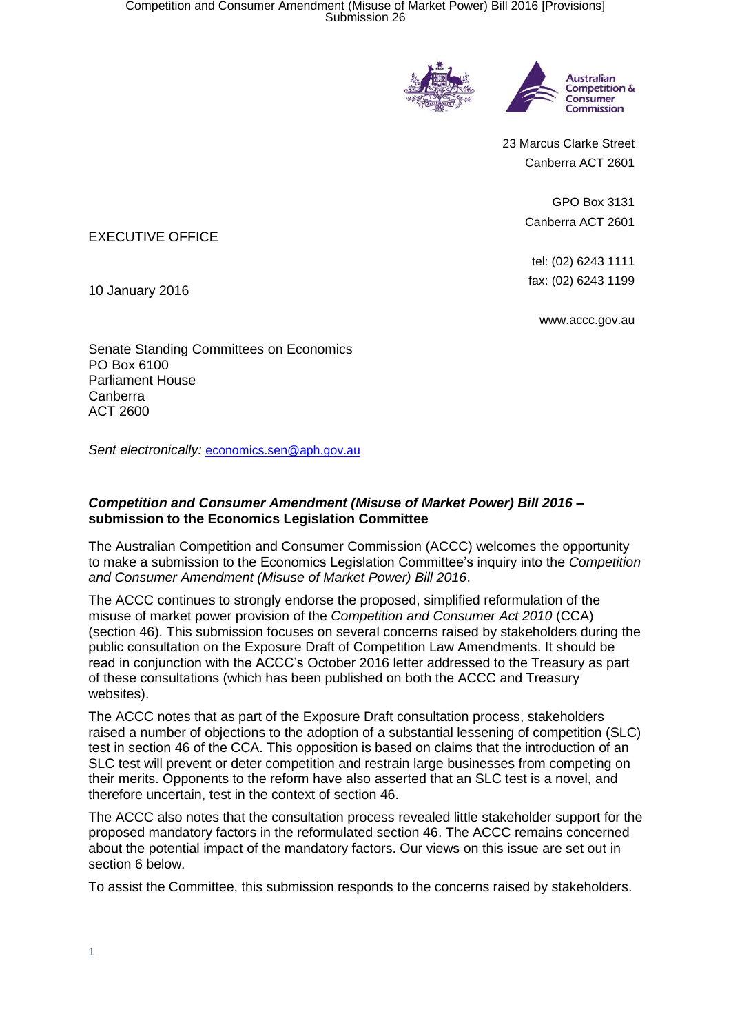Australian Competition & Consumer Commission

23 Marcus Clarke Street
Canberra ACT 2601

GPO Box 3131
Canberra ACT 2601

tel: (02) 6243 1111
fax: (02) 6243 1199

www.accc.gov.au

EXECUTIVE OFFICE

10 January 2016

Senate Standing Committees on Economics
PO Box 6100
Parliament House
Canberra
ACT 2600

*Sent electronically:* economics.sen@aph.gov.au

***Competition and Consumer Amendment (Misuse of Market Power) Bill 2016* – submission to the Economics Legislation Committee**

The Australian Competition and Consumer Commission (ACCC) welcomes the opportunity to make a submission to the Economics Legislation Committee's inquiry into the *Competition and Consumer Amendment (Misuse of Market Power) Bill 2016*.

The ACCC continues to strongly endorse the proposed, simplified reformulation of the misuse of market power provision of the *Competition and Consumer Act 2010* (CCA) (section 46). This submission focuses on several concerns raised by stakeholders during the public consultation on the Exposure Draft of Competition Law Amendments. It should be read in conjunction with the ACCC's October 2016 letter addressed to the Treasury as part of these consultations (which has been published on both the ACCC and Treasury websites).

The ACCC notes that as part of the Exposure Draft consultation process, stakeholders raised a number of objections to the adoption of a substantial lessening of competition (SLC) test in section 46 of the CCA. This opposition is based on claims that the introduction of an SLC test will prevent or deter competition and restrain large businesses from competing on their merits. Opponents to the reform have also asserted that an SLC test is a novel, and therefore uncertain, test in the context of section 46.

The ACCC also notes that the consultation process revealed little stakeholder support for the proposed mandatory factors in the reformulated section 46. The ACCC remains concerned about the potential impact of the mandatory factors. Our views on this issue are set out in section 6 below.

To assist the Committee, this submission responds to the concerns raised by stakeholders.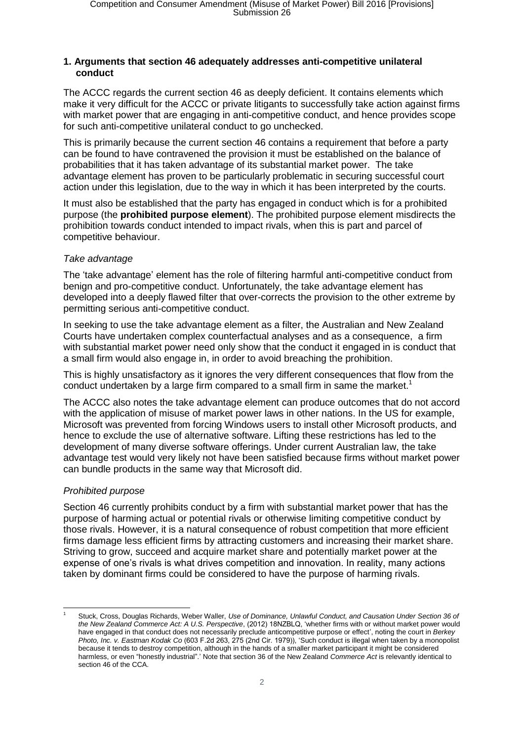### 1. Arguments that section 46 adequately addresses anti-competitive unilateral conduct

The ACCC regards the current section 46 as deeply deficient. It contains elements which make it very difficult for the ACCC or private litigants to successfully take action against firms with market power that are engaging in anti-competitive conduct, and hence provides scope for such anti-competitive unilateral conduct to go unchecked.

This is primarily because the current section 46 contains a requirement that before a party can be found to have contravened the provision it must be established on the balance of probabilities that it has taken advantage of its substantial market power. The take advantage element has proven to be particularly problematic in securing successful court action under this legislation, due to the way in which it has been interpreted by the courts.

It must also be established that the party has engaged in conduct which is for a prohibited purpose (the **prohibited purpose element**). The prohibited purpose element misdirects the prohibition towards conduct intended to impact rivals, when this is part and parcel of competitive behaviour.

#### *Take advantage*

The 'take advantage' element has the role of filtering harmful anti-competitive conduct from benign and pro-competitive conduct. Unfortunately, the take advantage element has developed into a deeply flawed filter that over-corrects the provision to the other extreme by permitting serious anti-competitive conduct.

In seeking to use the take advantage element as a filter, the Australian and New Zealand Courts have undertaken complex counterfactual analyses and as a consequence, a firm with substantial market power need only show that the conduct it engaged in is conduct that a small firm would also engage in, in order to avoid breaching the prohibition.

This is highly unsatisfactory as it ignores the very different consequences that flow from the conduct undertaken by a large firm compared to a small firm in same the market.[1]

The ACCC also notes the take advantage element can produce outcomes that do not accord with the application of misuse of market power laws in other nations. In the US for example, Microsoft was prevented from forcing Windows users to install other Microsoft products, and hence to exclude the use of alternative software. Lifting these restrictions has led to the development of many diverse software offerings. Under current Australian law, the take advantage test would very likely not have been satisfied because firms without market power can bundle products in the same way that Microsoft did.

#### *Prohibited purpose*

Section 46 currently prohibits conduct by a firm with substantial market power that has the purpose of harming actual or potential rivals or otherwise limiting competitive conduct by those rivals. However, it is a natural consequence of robust competition that more efficient firms damage less efficient firms by attracting customers and increasing their market share. Striving to grow, succeed and acquire market share and potentially market power at the expense of one's rivals is what drives competition and innovation. In reality, many actions taken by dominant firms could be considered to have the purpose of harming rivals.

---

[1] Stuck, Cross, Douglas Richards, Weber Waller, *Use of Dominance, Unlawful Conduct, and Causation Under Section 36 of the New Zealand Commerce Act: A U.S. Perspective*, (2012) 18NZBLQ, 'whether firms with or without market power would have engaged in that conduct does not necessarily preclude anticompetitive purpose or effect', noting the court in *Berkey Photo, Inc. v. Eastman Kodak Co* (603 F.2d 263, 275 (2nd Cir. 1979)), 'Such conduct is illegal when taken by a monopolist because it tends to destroy competition, although in the hands of a smaller market participant it might be considered harmless, or even "honestly industrial".' Note that section 36 of the New Zealand *Commerce Act* is relevantly identical to section 46 of the CCA.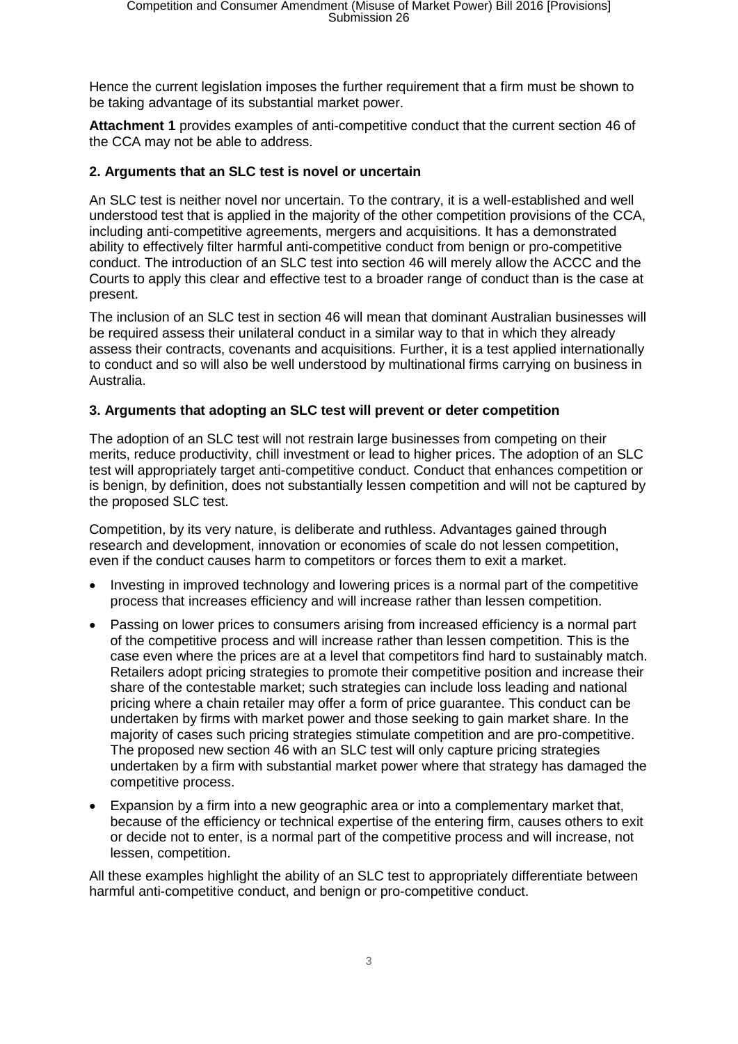Hence the current legislation imposes the further requirement that a firm must be shown to be taking advantage of its substantial market power.

**Attachment 1** provides examples of anti-competitive conduct that the current section 46 of the CCA may not be able to address.

### 2. Arguments that an SLC test is novel or uncertain

An SLC test is neither novel nor uncertain. To the contrary, it is a well-established and well understood test that is applied in the majority of the other competition provisions of the CCA, including anti-competitive agreements, mergers and acquisitions. It has a demonstrated ability to effectively filter harmful anti-competitive conduct from benign or pro-competitive conduct. The introduction of an SLC test into section 46 will merely allow the ACCC and the Courts to apply this clear and effective test to a broader range of conduct than is the case at present.

The inclusion of an SLC test in section 46 will mean that dominant Australian businesses will be required assess their unilateral conduct in a similar way to that in which they already assess their contracts, covenants and acquisitions. Further, it is a test applied internationally to conduct and so will also be well understood by multinational firms carrying on business in Australia.

### 3. Arguments that adopting an SLC test will prevent or deter competition

The adoption of an SLC test will not restrain large businesses from competing on their merits, reduce productivity, chill investment or lead to higher prices. The adoption of an SLC test will appropriately target anti-competitive conduct. Conduct that enhances competition or is benign, by definition, does not substantially lessen competition and will not be captured by the proposed SLC test.

Competition, by its very nature, is deliberate and ruthless. Advantages gained through research and development, innovation or economies of scale do not lessen competition, even if the conduct causes harm to competitors or forces them to exit a market.

- Investing in improved technology and lowering prices is a normal part of the competitive process that increases efficiency and will increase rather than lessen competition.
- Passing on lower prices to consumers arising from increased efficiency is a normal part of the competitive process and will increase rather than lessen competition. This is the case even where the prices are at a level that competitors find hard to sustainably match. Retailers adopt pricing strategies to promote their competitive position and increase their share of the contestable market; such strategies can include loss leading and national pricing where a chain retailer may offer a form of price guarantee. This conduct can be undertaken by firms with market power and those seeking to gain market share. In the majority of cases such pricing strategies stimulate competition and are pro-competitive. The proposed new section 46 with an SLC test will only capture pricing strategies undertaken by a firm with substantial market power where that strategy has damaged the competitive process.
- Expansion by a firm into a new geographic area or into a complementary market that, because of the efficiency or technical expertise of the entering firm, causes others to exit or decide not to enter, is a normal part of the competitive process and will increase, not lessen, competition.

All these examples highlight the ability of an SLC test to appropriately differentiate between harmful anti-competitive conduct, and benign or pro-competitive conduct.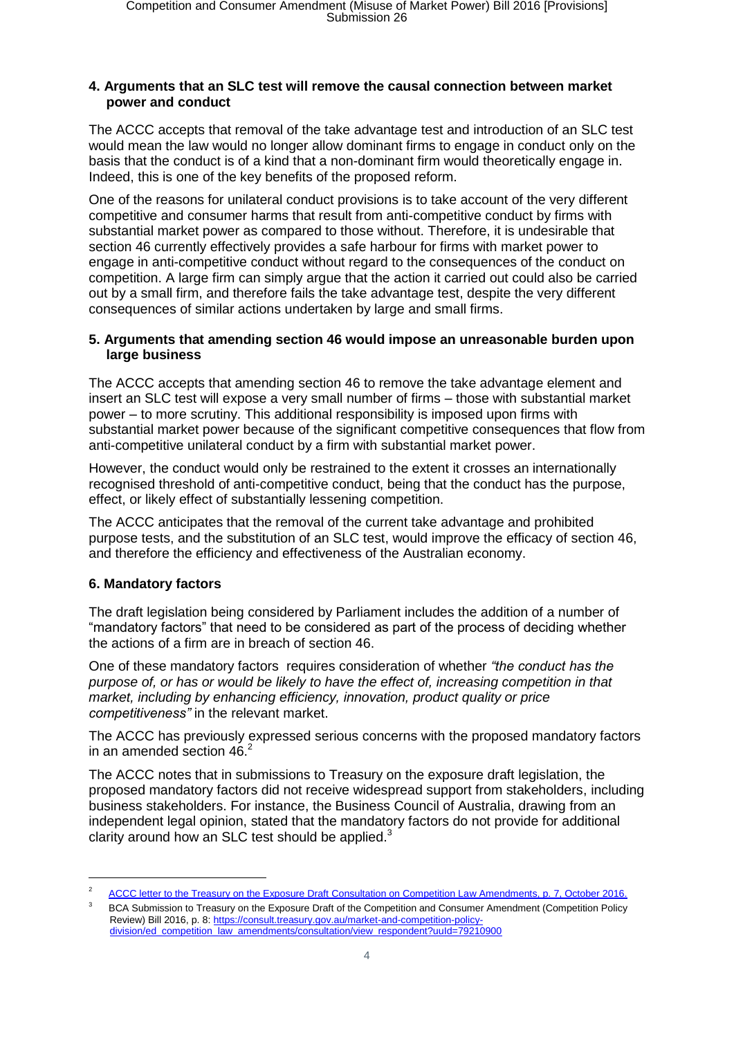### 4. Arguments that an SLC test will remove the causal connection between market power and conduct

The ACCC accepts that removal of the take advantage test and introduction of an SLC test would mean the law would no longer allow dominant firms to engage in conduct only on the basis that the conduct is of a kind that a non-dominant firm would theoretically engage in. Indeed, this is one of the key benefits of the proposed reform.

One of the reasons for unilateral conduct provisions is to take account of the very different competitive and consumer harms that result from anti-competitive conduct by firms with substantial market power as compared to those without. Therefore, it is undesirable that section 46 currently effectively provides a safe harbour for firms with market power to engage in anti-competitive conduct without regard to the consequences of the conduct on competition. A large firm can simply argue that the action it carried out could also be carried out by a small firm, and therefore fails the take advantage test, despite the very different consequences of similar actions undertaken by large and small firms.

### 5. Arguments that amending section 46 would impose an unreasonable burden upon large business

The ACCC accepts that amending section 46 to remove the take advantage element and insert an SLC test will expose a very small number of firms – those with substantial market power – to more scrutiny. This additional responsibility is imposed upon firms with substantial market power because of the significant competitive consequences that flow from anti-competitive unilateral conduct by a firm with substantial market power.

However, the conduct would only be restrained to the extent it crosses an internationally recognised threshold of anti-competitive conduct, being that the conduct has the purpose, effect, or likely effect of substantially lessening competition.

The ACCC anticipates that the removal of the current take advantage and prohibited purpose tests, and the substitution of an SLC test, would improve the efficacy of section 46, and therefore the efficiency and effectiveness of the Australian economy.

### 6. Mandatory factors

The draft legislation being considered by Parliament includes the addition of a number of "mandatory factors" that need to be considered as part of the process of deciding whether the actions of a firm are in breach of section 46.

One of these mandatory factors requires consideration of whether *"the conduct has the purpose of, or has or would be likely to have the effect of, increasing competition in that market, including by enhancing efficiency, innovation, product quality or price competitiveness"* in the relevant market.

The ACCC has previously expressed serious concerns with the proposed mandatory factors in an amended section 46.[2]

The ACCC notes that in submissions to Treasury on the exposure draft legislation, the proposed mandatory factors did not receive widespread support from stakeholders, including business stakeholders. For instance, the Business Council of Australia, drawing from an independent legal opinion, stated that the mandatory factors do not provide for additional clarity around how an SLC test should be applied.[3]

---

[2] ACCC letter to the Treasury on the Exposure Draft Consultation on Competition Law Amendments, p. 7, October 2016.

[3] BCA Submission to Treasury on the Exposure Draft of the Competition and Consumer Amendment (Competition Policy Review) Bill 2016, p. 8: https://consult.treasury.gov.au/market-and-competition-policy-division/ed_competition_law_amendments/consultation/view_respondent?uuId=79210900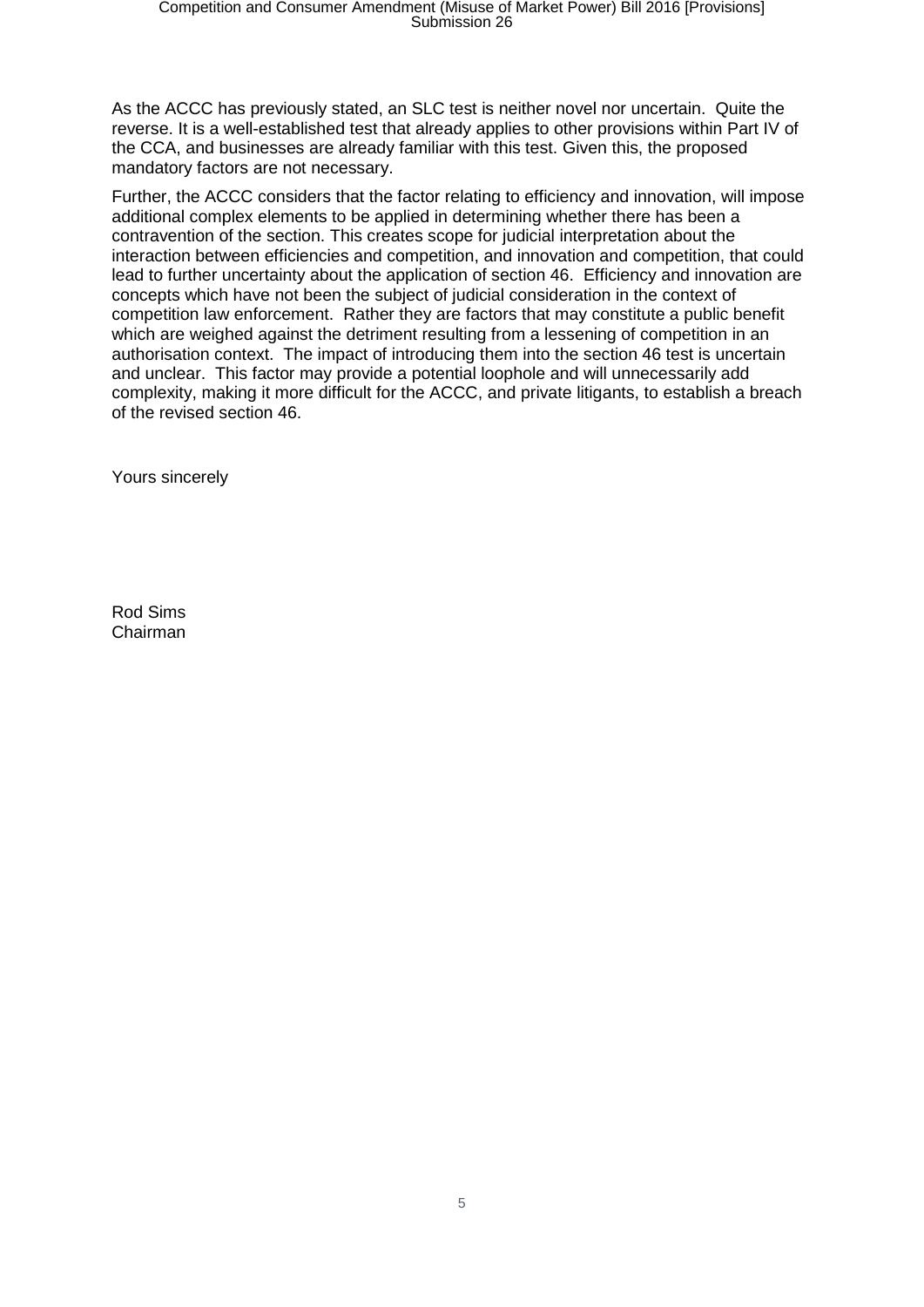As the ACCC has previously stated, an SLC test is neither novel nor uncertain. Quite the reverse. It is a well-established test that already applies to other provisions within Part IV of the CCA, and businesses are already familiar with this test. Given this, the proposed mandatory factors are not necessary.

Further, the ACCC considers that the factor relating to efficiency and innovation, will impose additional complex elements to be applied in determining whether there has been a contravention of the section. This creates scope for judicial interpretation about the interaction between efficiencies and competition, and innovation and competition, that could lead to further uncertainty about the application of section 46. Efficiency and innovation are concepts which have not been the subject of judicial consideration in the context of competition law enforcement. Rather they are factors that may constitute a public benefit which are weighed against the detriment resulting from a lessening of competition in an authorisation context. The impact of introducing them into the section 46 test is uncertain and unclear. This factor may provide a potential loophole and will unnecessarily add complexity, making it more difficult for the ACCC, and private litigants, to establish a breach of the revised section 46.

Yours sincerely

Rod Sims
Chairman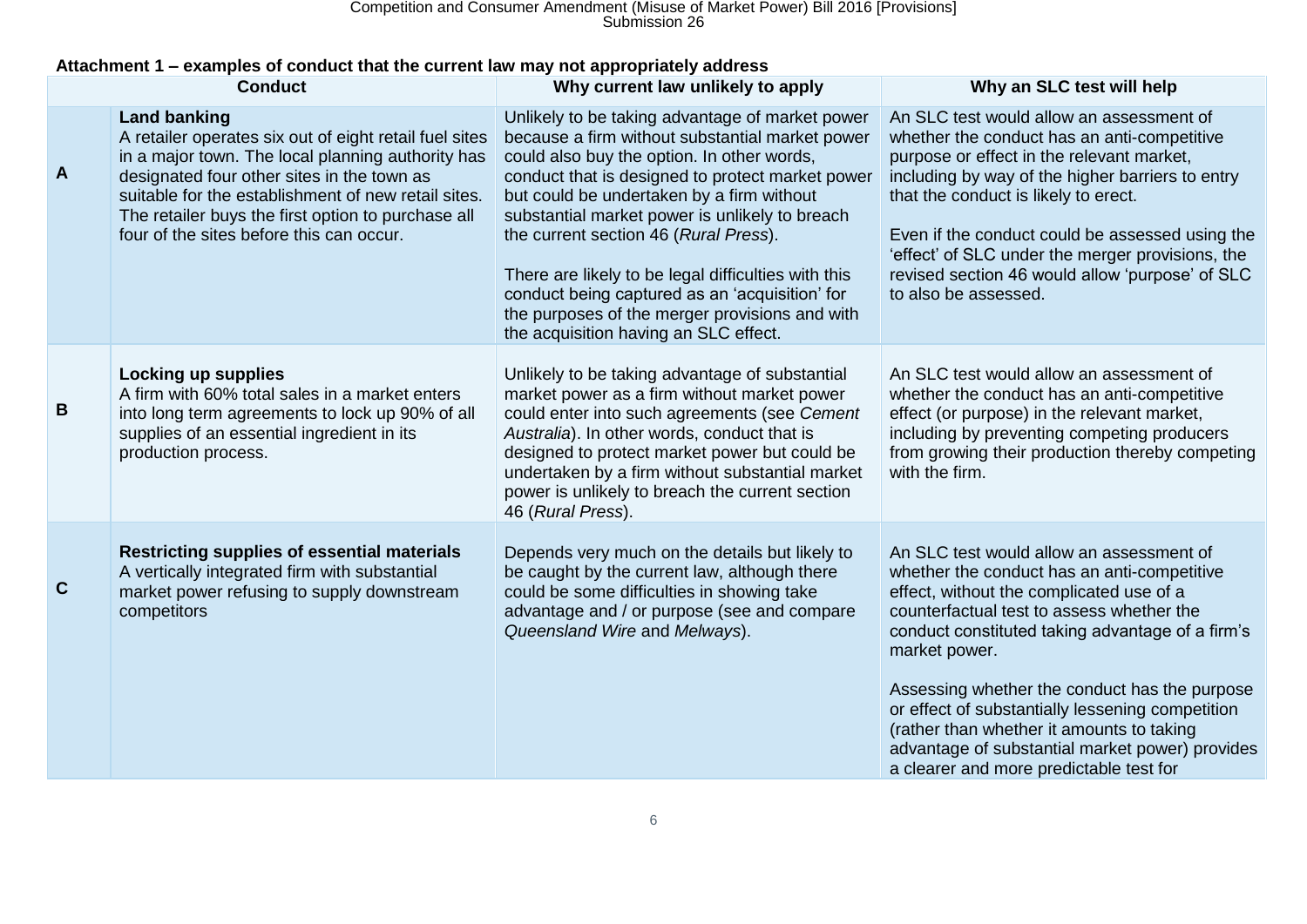**Attachment 1 – examples of conduct that the current law may not appropriately address**

| | Conduct | Why current law unlikely to apply | Why an SLC test will help |
|---|---|---|---|
| **A** | **Land banking**<br>A retailer operates six out of eight retail fuel sites in a major town. The local planning authority has designated four other sites in the town as suitable for the establishment of new retail sites. The retailer buys the first option to purchase all four of the sites before this can occur. | Unlikely to be taking advantage of market power because a firm without substantial market power could also buy the option. In other words, conduct that is designed to protect market power but could be undertaken by a firm without substantial market power is unlikely to breach the current section 46 (*Rural Press*).<br><br>There are likely to be legal difficulties with this conduct being captured as an 'acquisition' for the purposes of the merger provisions and with the acquisition having an SLC effect. | An SLC test would allow an assessment of whether the conduct has an anti-competitive purpose or effect in the relevant market, including by way of the higher barriers to entry that the conduct is likely to erect.<br><br>Even if the conduct could be assessed using the 'effect' of SLC under the merger provisions, the revised section 46 would allow 'purpose' of SLC to also be assessed. |
| **B** | **Locking up supplies**<br>A firm with 60% total sales in a market enters into long term agreements to lock up 90% of all supplies of an essential ingredient in its production process. | Unlikely to be taking advantage of substantial market power as a firm without market power could enter into such agreements (see *Cement Australia*). In other words, conduct that is designed to protect market power but could be undertaken by a firm without substantial market power is unlikely to breach the current section 46 (*Rural Press*). | An SLC test would allow an assessment of whether the conduct has an anti-competitive effect (or purpose) in the relevant market, including by preventing competing producers from growing their production thereby competing with the firm. |
| **C** | **Restricting supplies of essential materials**<br>A vertically integrated firm with substantial market power refusing to supply downstream competitors | Depends very much on the details but likely to be caught by the current law, although there could be some difficulties in showing take advantage and / or purpose (see and compare *Queensland Wire* and *Melways*). | An SLC test would allow an assessment of whether the conduct has an anti-competitive effect, without the complicated use of a counterfactual test to assess whether the conduct constituted taking advantage of a firm's market power.<br><br>Assessing whether the conduct has the purpose or effect of substantially lessening competition (rather than whether it amounts to taking advantage of substantial market power) provides a clearer and more predictable test for |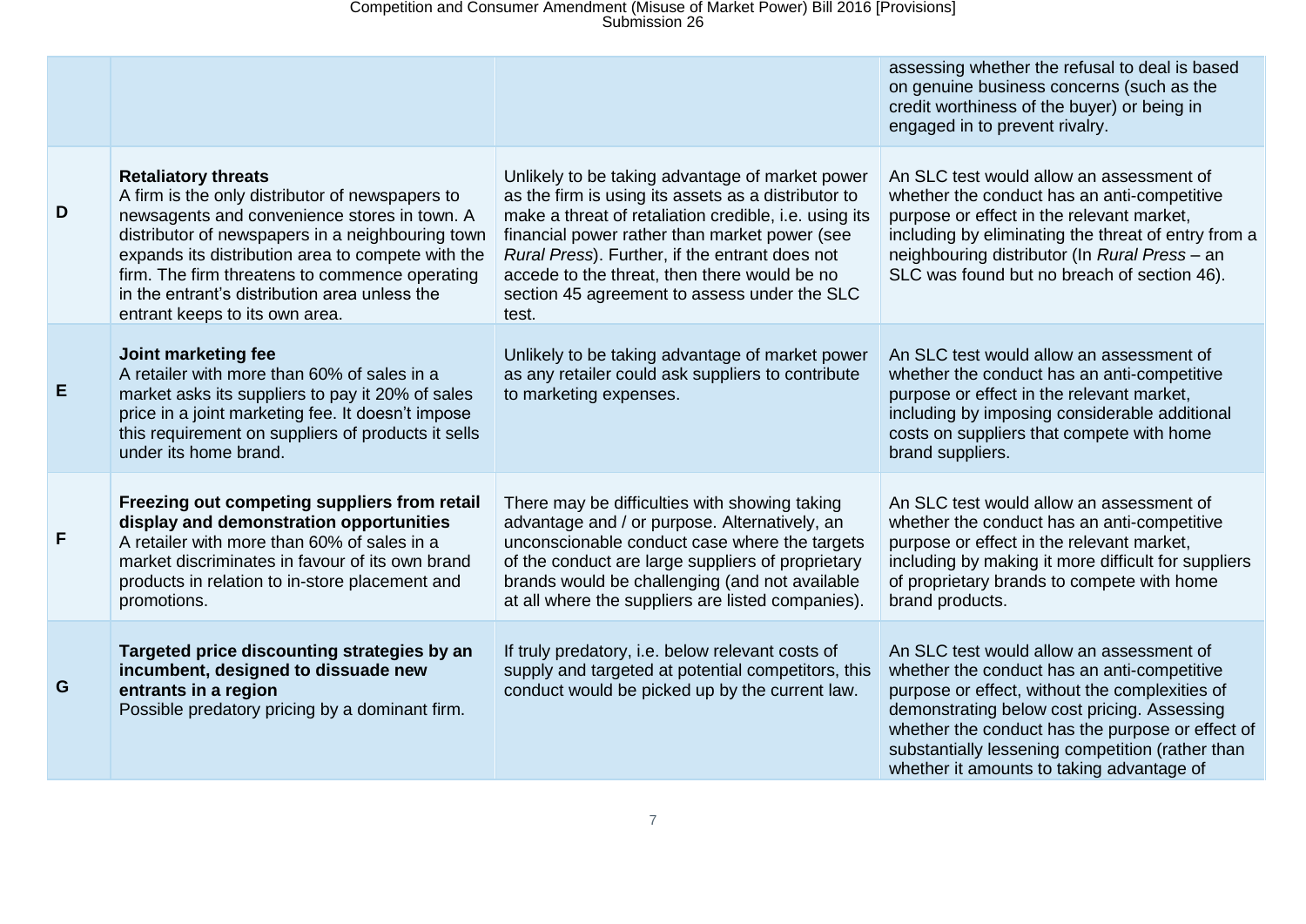| | | | |
|---|---|---|---|
| | | | assessing whether the refusal to deal is based on genuine business concerns (such as the credit worthiness of the buyer) or being in engaged in to prevent rivalry. |
| **D** | **Retaliatory threats** A firm is the only distributor of newspapers to newsagents and convenience stores in town. A distributor of newspapers in a neighbouring town expands its distribution area to compete with the firm. The firm threatens to commence operating in the entrant's distribution area unless the entrant keeps to its own area. | Unlikely to be taking advantage of market power as the firm is using its assets as a distributor to make a threat of retaliation credible, i.e. using its financial power rather than market power (see *Rural Press*). Further, if the entrant does not accede to the threat, then there would be no section 45 agreement to assess under the SLC test. | An SLC test would allow an assessment of whether the conduct has an anti-competitive purpose or effect in the relevant market, including by eliminating the threat of entry from a neighbouring distributor (In *Rural Press* – an SLC was found but no breach of section 46). |
| **E** | **Joint marketing fee** A retailer with more than 60% of sales in a market asks its suppliers to pay it 20% of sales price in a joint marketing fee. It doesn't impose this requirement on suppliers of products it sells under its home brand. | Unlikely to be taking advantage of market power as any retailer could ask suppliers to contribute to marketing expenses. | An SLC test would allow an assessment of whether the conduct has an anti-competitive purpose or effect in the relevant market, including by imposing considerable additional costs on suppliers that compete with home brand suppliers. |
| **F** | **Freezing out competing suppliers from retail display and demonstration opportunities** A retailer with more than 60% of sales in a market discriminates in favour of its own brand products in relation to in-store placement and promotions. | There may be difficulties with showing taking advantage and / or purpose. Alternatively, an unconscionable conduct case where the targets of the conduct are large suppliers of proprietary brands would be challenging (and not available at all where the suppliers are listed companies). | An SLC test would allow an assessment of whether the conduct has an anti-competitive purpose or effect in the relevant market, including by making it more difficult for suppliers of proprietary brands to compete with home brand products. |
| **G** | **Targeted price discounting strategies by an incumbent, designed to dissuade new entrants in a region** Possible predatory pricing by a dominant firm. | If truly predatory, i.e. below relevant costs of supply and targeted at potential competitors, this conduct would be picked up by the current law. | An SLC test would allow an assessment of whether the conduct has an anti-competitive purpose or effect, without the complexities of demonstrating below cost pricing. Assessing whether the conduct has the purpose or effect of substantially lessening competition (rather than whether it amounts to taking advantage of |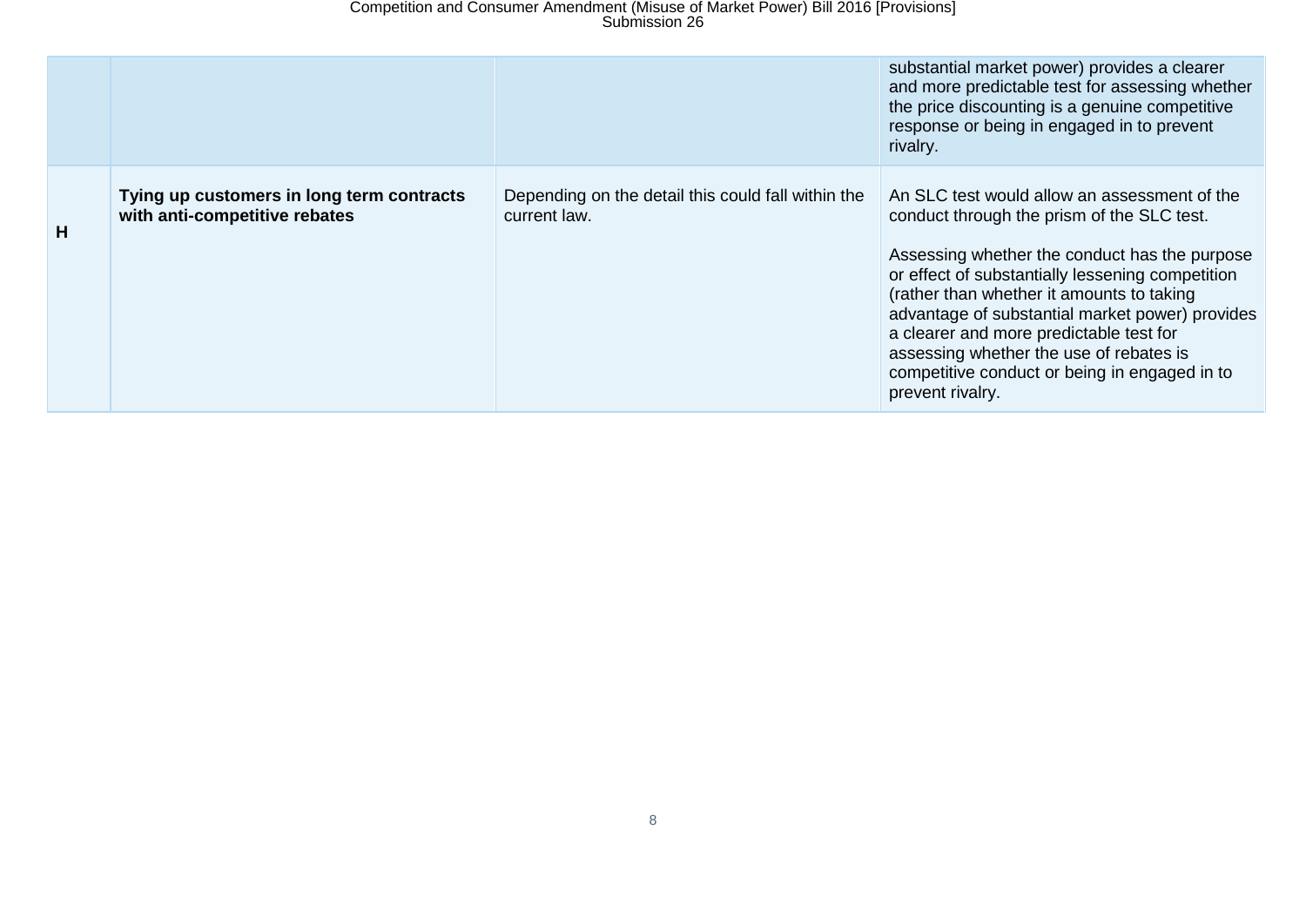| | | | |
|---|---|---|---|
| | | | substantial market power) provides a clearer and more predictable test for assessing whether the price discounting is a genuine competitive response or being in engaged in to prevent rivalry. |
| **H** | **Tying up customers in long term contracts with anti-competitive rebates** | Depending on the detail this could fall within the current law. | An SLC test would allow an assessment of the conduct through the prism of the SLC test.<br><br>Assessing whether the conduct has the purpose or effect of substantially lessening competition (rather than whether it amounts to taking advantage of substantial market power) provides a clearer and more predictable test for assessing whether the use of rebates is competitive conduct or being in engaged in to prevent rivalry. |